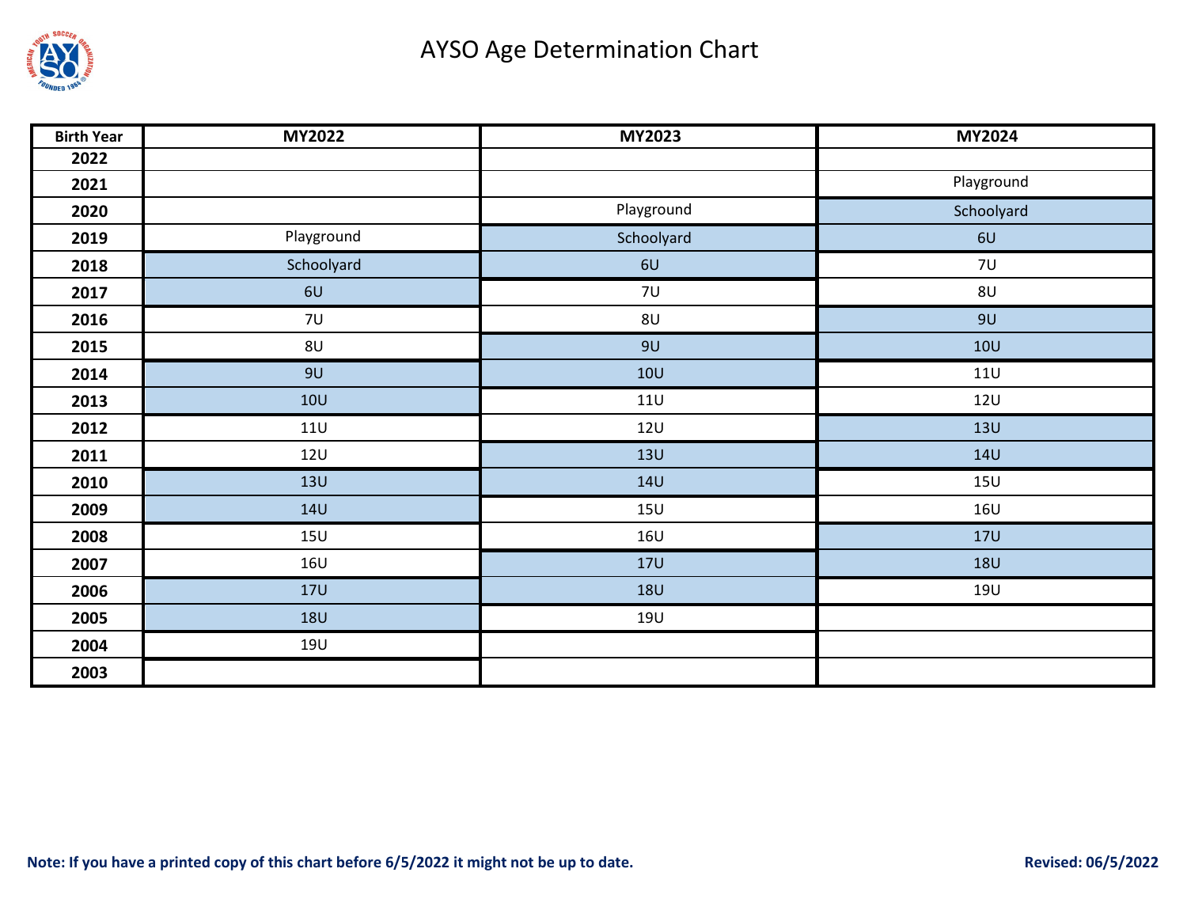# AYSO Age Determination Chart

| Birth Year | MY2022 | MY2023 | MY2024 |
|---|---|---|---|
| 2022 | | | |
| 2021 | | | Playground |
| 2020 | | Playground | Schoolyard |
| 2019 | Playground | Schoolyard | 6U |
| 2018 | Schoolyard | 6U | 7U |
| 2017 | 6U | 7U | 8U |
| 2016 | 7U | 8U | 9U |
| 2015 | 8U | 9U | 10U |
| 2014 | 9U | 10U | 11U |
| 2013 | 10U | 11U | 12U |
| 2012 | 11U | 12U | 13U |
| 2011 | 12U | 13U | 14U |
| 2010 | 13U | 14U | 15U |
| 2009 | 14U | 15U | 16U |
| 2008 | 15U | 16U | 17U |
| 2007 | 16U | 17U | 18U |
| 2006 | 17U | 18U | 19U |
| 2005 | 18U | 19U | |
| 2004 | 19U | | |
| 2003 | | | |

**Note: If you have a printed copy of this chart before 6/5/2022 it might not be up to date.**

**Revised: 06/5/2022**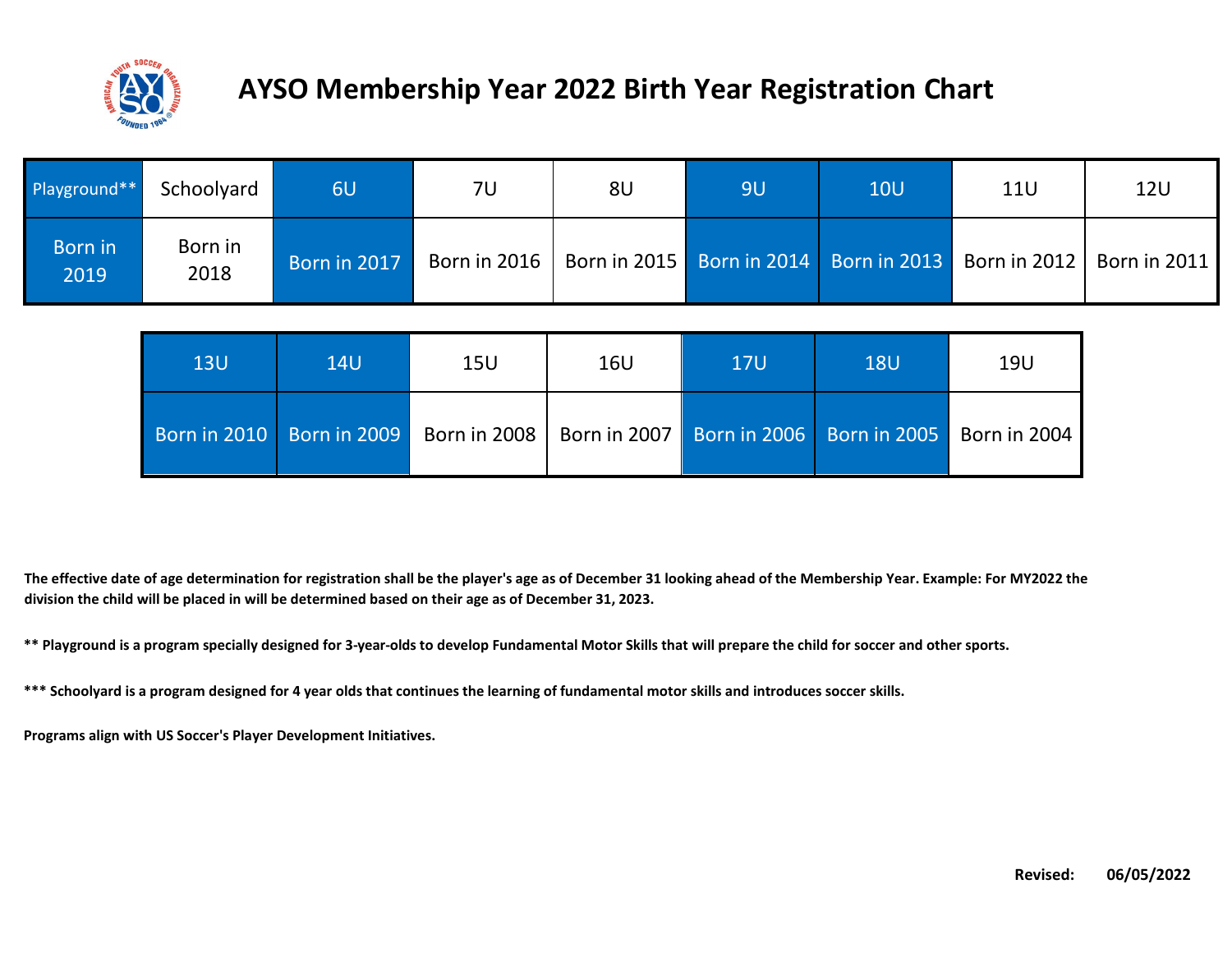# AYSO Membership Year 2022 Birth Year Registration Chart

| Playground** | Schoolyard | 6U | 7U | 8U | 9U | 10U | 11U | 12U |
|---|---|---|---|---|---|---|---|---|
| Born in 2019 | Born in 2018 | Born in 2017 | Born in 2016 | Born in 2015 | Born in 2014 | Born in 2013 | Born in 2012 | Born in 2011 |

| 13U | 14U | 15U | 16U | 17U | 18U | 19U |
|---|---|---|---|---|---|---|
| Born in 2010 | Born in 2009 | Born in 2008 | Born in 2007 | Born in 2006 | Born in 2005 | Born in 2004 |

**The effective date of age determination for registration shall be the player's age as of December 31 looking ahead of the Membership Year. Example: For MY2022 the division the child will be placed in will be determined based on their age as of December 31, 2023.**

**** Playground is a program specially designed for 3-year-olds to develop Fundamental Motor Skills that will prepare the child for soccer and other sports.**

****** Schoolyard is a program designed for 4 year olds that continues the learning of fundamental motor skills and introduces soccer skills.**

**Programs align with US Soccer's Player Development Initiatives.**

**Revised: 06/05/2022**